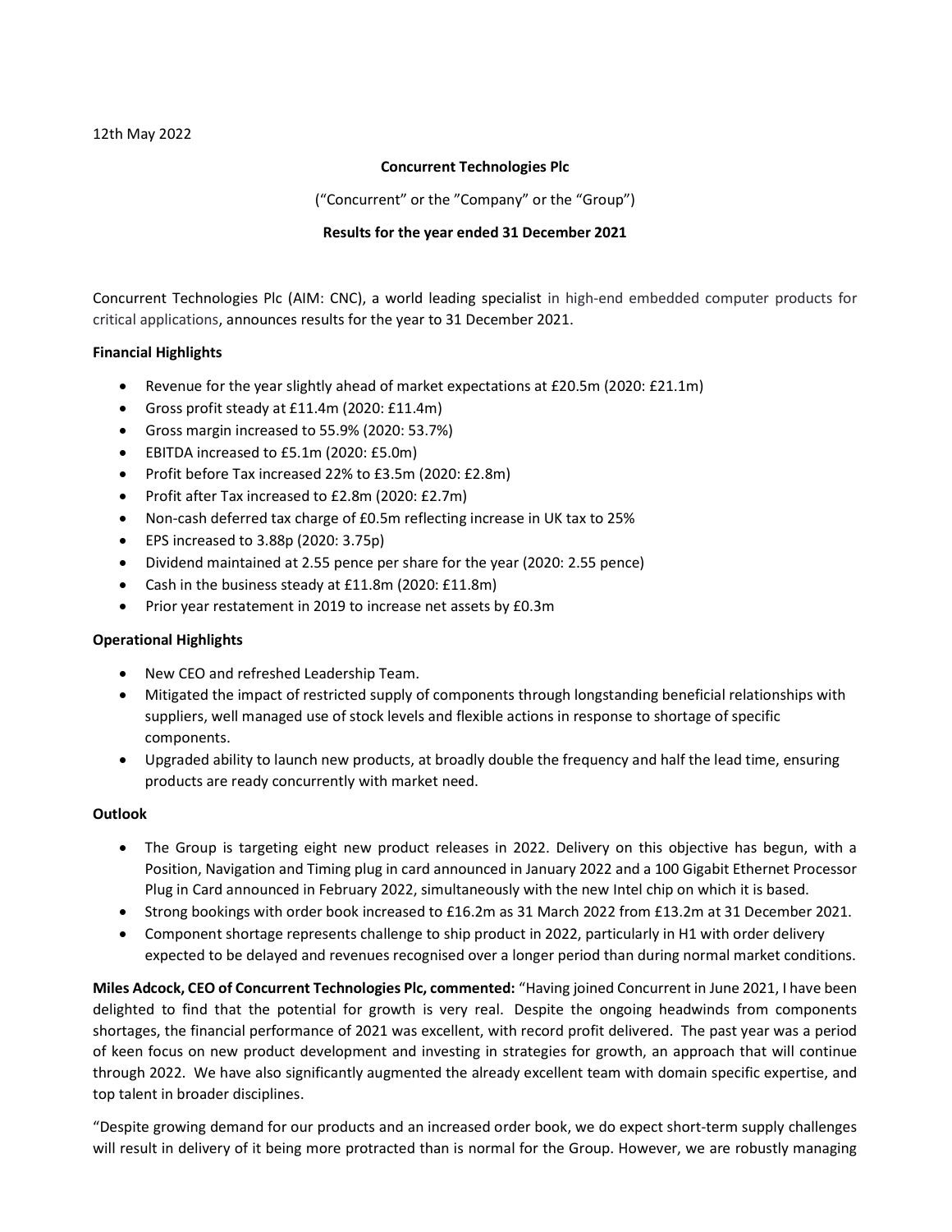12th May 2022

**Concurrent Technologies Plc**

(“Concurrent” or the ”Company” or the “Group”)

**Results for the year ended 31 December 2021**

Concurrent Technologies Plc (AIM: CNC), a world leading specialist in high-end embedded computer products for critical applications, announces results for the year to 31 December 2021.

**Financial Highlights**

- Revenue for the year slightly ahead of market expectations at £20.5m (2020: £21.1m)
- Gross profit steady at £11.4m (2020: £11.4m)
- Gross margin increased to 55.9% (2020: 53.7%)
- EBITDA increased to £5.1m (2020: £5.0m)
- Profit before Tax increased 22% to £3.5m (2020: £2.8m)
- Profit after Tax increased to £2.8m (2020: £2.7m)
- Non-cash deferred tax charge of £0.5m reflecting increase in UK tax to 25%
- EPS increased to 3.88p (2020: 3.75p)
- Dividend maintained at 2.55 pence per share for the year (2020: 2.55 pence)
- Cash in the business steady at £11.8m (2020: £11.8m)
- Prior year restatement in 2019 to increase net assets by £0.3m

**Operational Highlights**

- New CEO and refreshed Leadership Team.
- Mitigated the impact of restricted supply of components through longstanding beneficial relationships with suppliers, well managed use of stock levels and flexible actions in response to shortage of specific components.
- Upgraded ability to launch new products, at broadly double the frequency and half the lead time, ensuring products are ready concurrently with market need.

**Outlook**

- The Group is targeting eight new product releases in 2022. Delivery on this objective has begun, with a Position, Navigation and Timing plug in card announced in January 2022 and a 100 Gigabit Ethernet Processor Plug in Card announced in February 2022, simultaneously with the new Intel chip on which it is based.
- Strong bookings with order book increased to £16.2m as 31 March 2022 from £13.2m at 31 December 2021.
- Component shortage represents challenge to ship product in 2022, particularly in H1 with order delivery expected to be delayed and revenues recognised over a longer period than during normal market conditions.

**Miles Adcock, CEO of Concurrent Technologies Plc, commented:** “Having joined Concurrent in June 2021, I have been delighted to find that the potential for growth is very real. Despite the ongoing headwinds from components shortages, the financial performance of 2021 was excellent, with record profit delivered. The past year was a period of keen focus on new product development and investing in strategies for growth, an approach that will continue through 2022. We have also significantly augmented the already excellent team with domain specific expertise, and top talent in broader disciplines.

“Despite growing demand for our products and an increased order book, we do expect short-term supply challenges will result in delivery of it being more protracted than is normal for the Group. However, we are robustly managing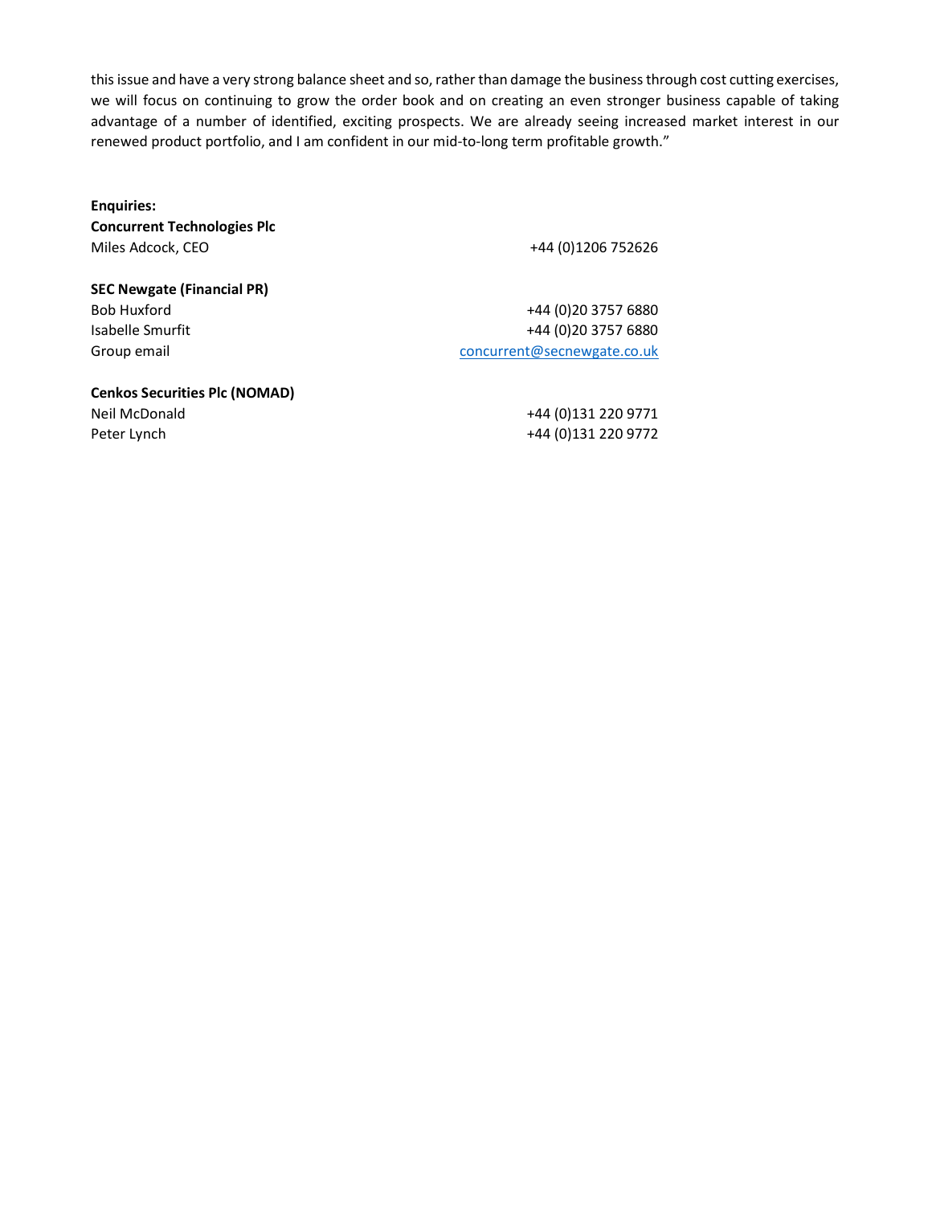this issue and have a very strong balance sheet and so, rather than damage the business through cost cutting exercises, we will focus on continuing to grow the order book and on creating an even stronger business capable of taking advantage of a number of identified, exciting prospects. We are already seeing increased market interest in our renewed product portfolio, and I am confident in our mid-to-long term profitable growth."

**Enquiries:**

**Concurrent Technologies Plc**

| | |
|---|---|
| Miles Adcock, CEO | +44 (0)1206 752626 |

**SEC Newgate (Financial PR)**

| | |
|---|---|
| Bob Huxford | +44 (0)20 3757 6880 |
| Isabelle Smurfit | +44 (0)20 3757 6880 |
| Group email | concurrent@secnewgate.co.uk |

**Cenkos Securities Plc (NOMAD)**

| | |
|---|---|
| Neil McDonald | +44 (0)131 220 9771 |
| Peter Lynch | +44 (0)131 220 9772 |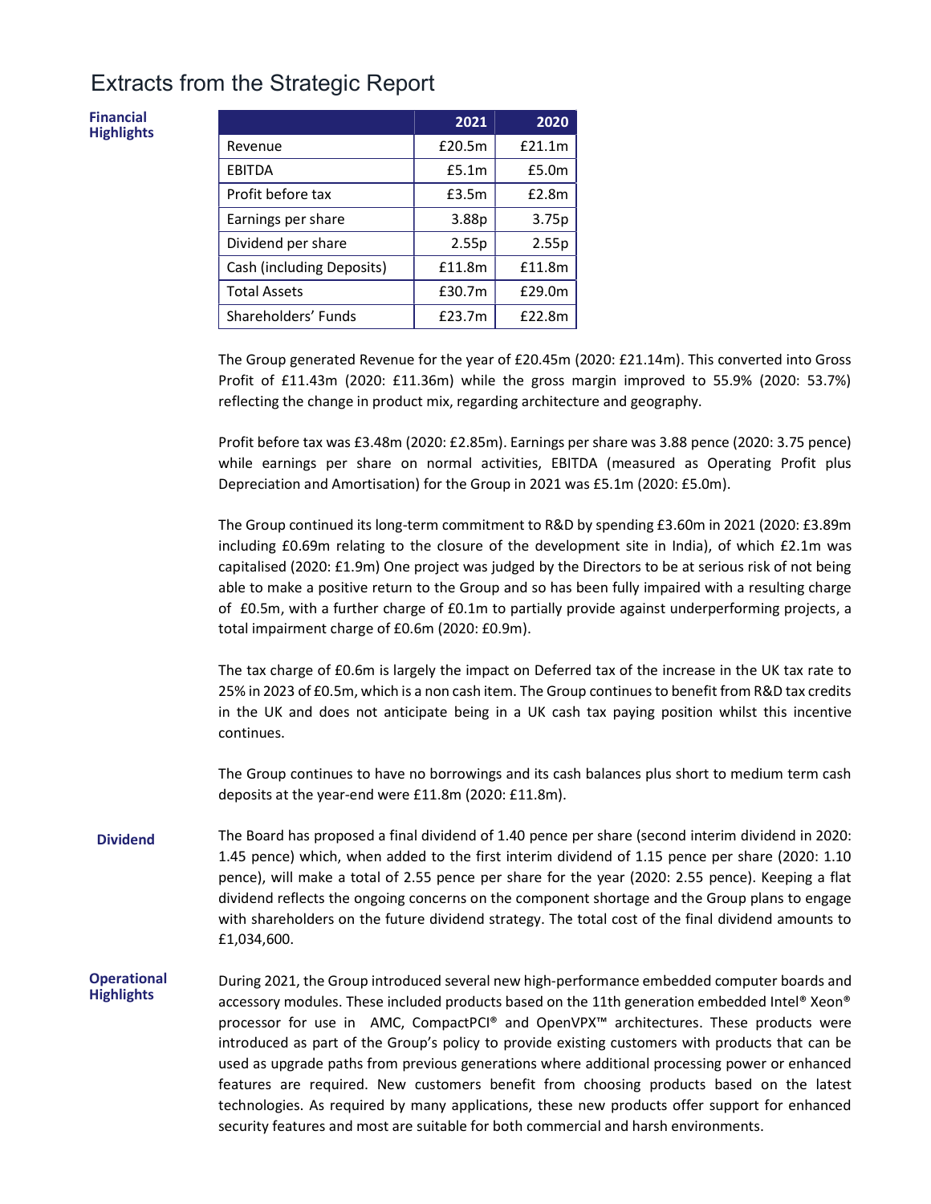# Extracts from the Strategic Report

### Financial Highlights

| | 2021 | 2020 |
|---|---|---|
| Revenue | £20.5m | £21.1m |
| EBITDA | £5.1m | £5.0m |
| Profit before tax | £3.5m | £2.8m |
| Earnings per share | 3.88p | 3.75p |
| Dividend per share | 2.55p | 2.55p |
| Cash (including Deposits) | £11.8m | £11.8m |
| Total Assets | £30.7m | £29.0m |
| Shareholders' Funds | £23.7m | £22.8m |

The Group generated Revenue for the year of £20.45m (2020: £21.14m). This converted into Gross Profit of £11.43m (2020: £11.36m) while the gross margin improved to 55.9% (2020: 53.7%) reflecting the change in product mix, regarding architecture and geography.

Profit before tax was £3.48m (2020: £2.85m). Earnings per share was 3.88 pence (2020: 3.75 pence) while earnings per share on normal activities, EBITDA (measured as Operating Profit plus Depreciation and Amortisation) for the Group in 2021 was £5.1m (2020: £5.0m).

The Group continued its long-term commitment to R&D by spending £3.60m in 2021 (2020: £3.89m including £0.69m relating to the closure of the development site in India), of which £2.1m was capitalised (2020: £1.9m) One project was judged by the Directors to be at serious risk of not being able to make a positive return to the Group and so has been fully impaired with a resulting charge of £0.5m, with a further charge of £0.1m to partially provide against underperforming projects, a total impairment charge of £0.6m (2020: £0.9m).

The tax charge of £0.6m is largely the impact on Deferred tax of the increase in the UK tax rate to 25% in 2023 of £0.5m, which is a non cash item. The Group continues to benefit from R&D tax credits in the UK and does not anticipate being in a UK cash tax paying position whilst this incentive continues.

The Group continues to have no borrowings and its cash balances plus short to medium term cash deposits at the year-end were £11.8m (2020: £11.8m).

### Dividend

The Board has proposed a final dividend of 1.40 pence per share (second interim dividend in 2020: 1.45 pence) which, when added to the first interim dividend of 1.15 pence per share (2020: 1.10 pence), will make a total of 2.55 pence per share for the year (2020: 2.55 pence). Keeping a flat dividend reflects the ongoing concerns on the component shortage and the Group plans to engage with shareholders on the future dividend strategy. The total cost of the final dividend amounts to £1,034,600.

### Operational Highlights

During 2021, the Group introduced several new high-performance embedded computer boards and accessory modules. These included products based on the 11th generation embedded Intel® Xeon® processor for use in AMC, CompactPCI® and OpenVPX™ architectures. These products were introduced as part of the Group's policy to provide existing customers with products that can be used as upgrade paths from previous generations where additional processing power or enhanced features are required. New customers benefit from choosing products based on the latest technologies. As required by many applications, these new products offer support for enhanced security features and most are suitable for both commercial and harsh environments.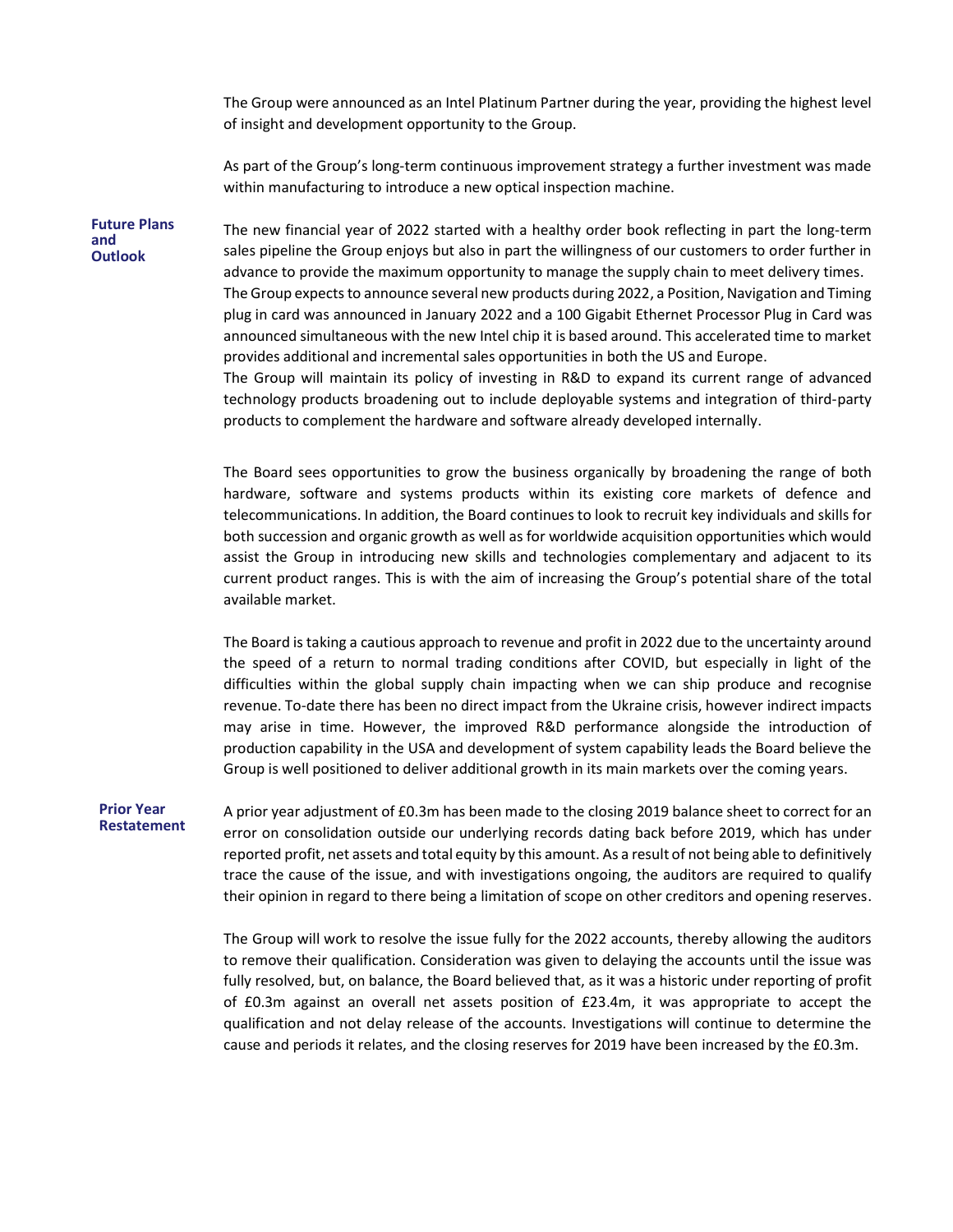The Group were announced as an Intel Platinum Partner during the year, providing the highest level of insight and development opportunity to the Group.

As part of the Group's long-term continuous improvement strategy a further investment was made within manufacturing to introduce a new optical inspection machine.

**Future Plans and Outlook**

The new financial year of 2022 started with a healthy order book reflecting in part the long-term sales pipeline the Group enjoys but also in part the willingness of our customers to order further in advance to provide the maximum opportunity to manage the supply chain to meet delivery times. The Group expects to announce several new products during 2022, a Position, Navigation and Timing plug in card was announced in January 2022 and a 100 Gigabit Ethernet Processor Plug in Card was announced simultaneous with the new Intel chip it is based around. This accelerated time to market provides additional and incremental sales opportunities in both the US and Europe.
The Group will maintain its policy of investing in R&D to expand its current range of advanced technology products broadening out to include deployable systems and integration of third-party products to complement the hardware and software already developed internally.

The Board sees opportunities to grow the business organically by broadening the range of both hardware, software and systems products within its existing core markets of defence and telecommunications. In addition, the Board continues to look to recruit key individuals and skills for both succession and organic growth as well as for worldwide acquisition opportunities which would assist the Group in introducing new skills and technologies complementary and adjacent to its current product ranges. This is with the aim of increasing the Group's potential share of the total available market.

The Board is taking a cautious approach to revenue and profit in 2022 due to the uncertainty around the speed of a return to normal trading conditions after COVID, but especially in light of the difficulties within the global supply chain impacting when we can ship produce and recognise revenue. To-date there has been no direct impact from the Ukraine crisis, however indirect impacts may arise in time. However, the improved R&D performance alongside the introduction of production capability in the USA and development of system capability leads the Board believe the Group is well positioned to deliver additional growth in its main markets over the coming years.

**Prior Year Restatement**

A prior year adjustment of £0.3m has been made to the closing 2019 balance sheet to correct for an error on consolidation outside our underlying records dating back before 2019, which has under reported profit, net assets and total equity by this amount. As a result of not being able to definitively trace the cause of the issue, and with investigations ongoing, the auditors are required to qualify their opinion in regard to there being a limitation of scope on other creditors and opening reserves.

The Group will work to resolve the issue fully for the 2022 accounts, thereby allowing the auditors to remove their qualification. Consideration was given to delaying the accounts until the issue was fully resolved, but, on balance, the Board believed that, as it was a historic under reporting of profit of £0.3m against an overall net assets position of £23.4m, it was appropriate to accept the qualification and not delay release of the accounts. Investigations will continue to determine the cause and periods it relates, and the closing reserves for 2019 have been increased by the £0.3m.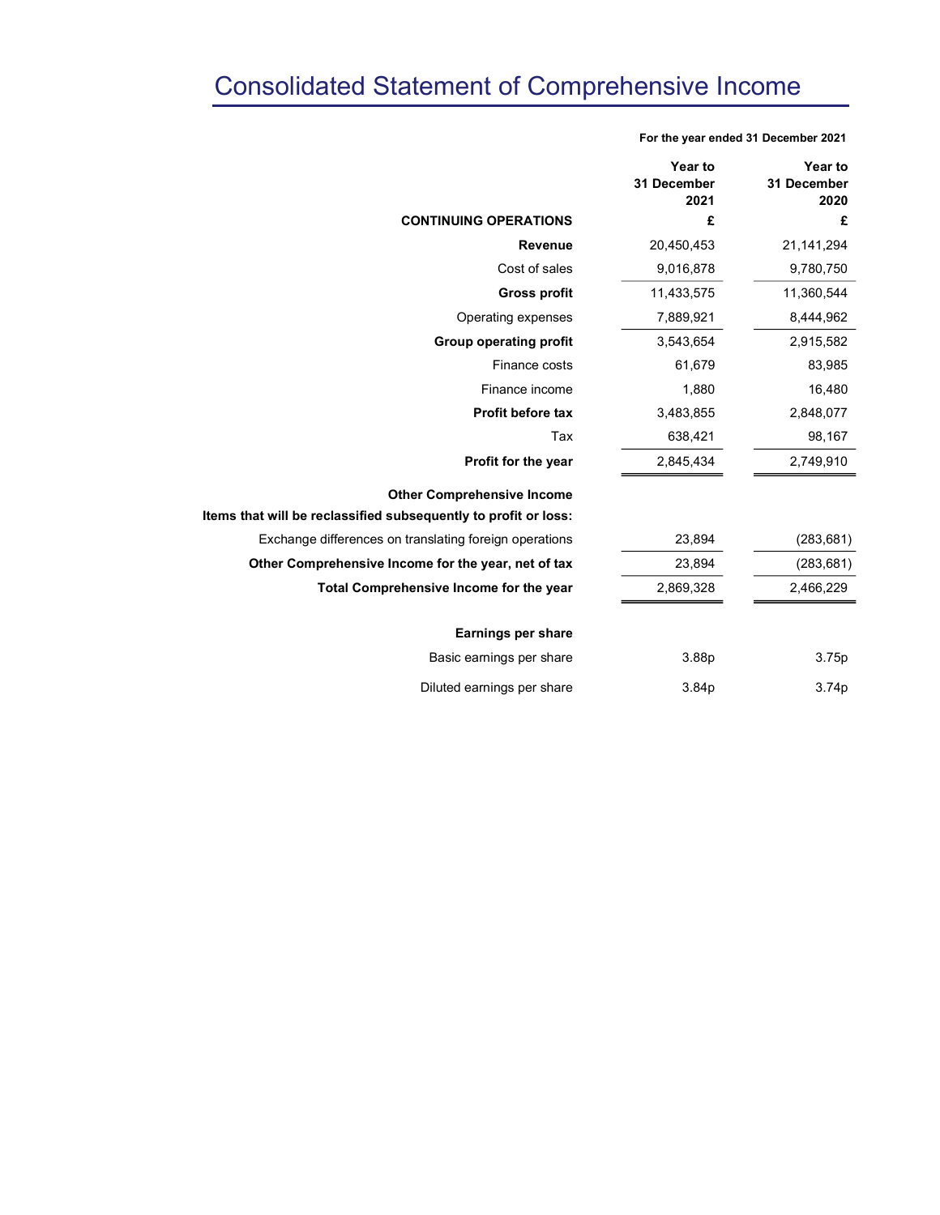# Consolidated Statement of Comprehensive Income

**For the year ended 31 December 2021**

| | Year to 31 December 2021 | Year to 31 December 2020 |
|---|---|---|
| **CONTINUING OPERATIONS** | **£** | **£** |
| **Revenue** | 20,450,453 | 21,141,294 |
| Cost of sales | 9,016,878 | 9,780,750 |
| **Gross profit** | 11,433,575 | 11,360,544 |
| Operating expenses | 7,889,921 | 8,444,962 |
| **Group operating profit** | 3,543,654 | 2,915,582 |
| Finance costs | 61,679 | 83,985 |
| Finance income | 1,880 | 16,480 |
| **Profit before tax** | 3,483,855 | 2,848,077 |
| Tax | 638,421 | 98,167 |
| **Profit for the year** | 2,845,434 | 2,749,910 |
| **Other Comprehensive Income** | | |
| **Items that will be reclassified subsequently to profit or loss:** | | |
| Exchange differences on translating foreign operations | 23,894 | (283,681) |
| **Other Comprehensive Income for the year, net of tax** | 23,894 | (283,681) |
| **Total Comprehensive Income for the year** | 2,869,328 | 2,466,229 |
| | | |
| **Earnings per share** | | |
| Basic earnings per share | 3.88p | 3.75p |
| Diluted earnings per share | 3.84p | 3.74p |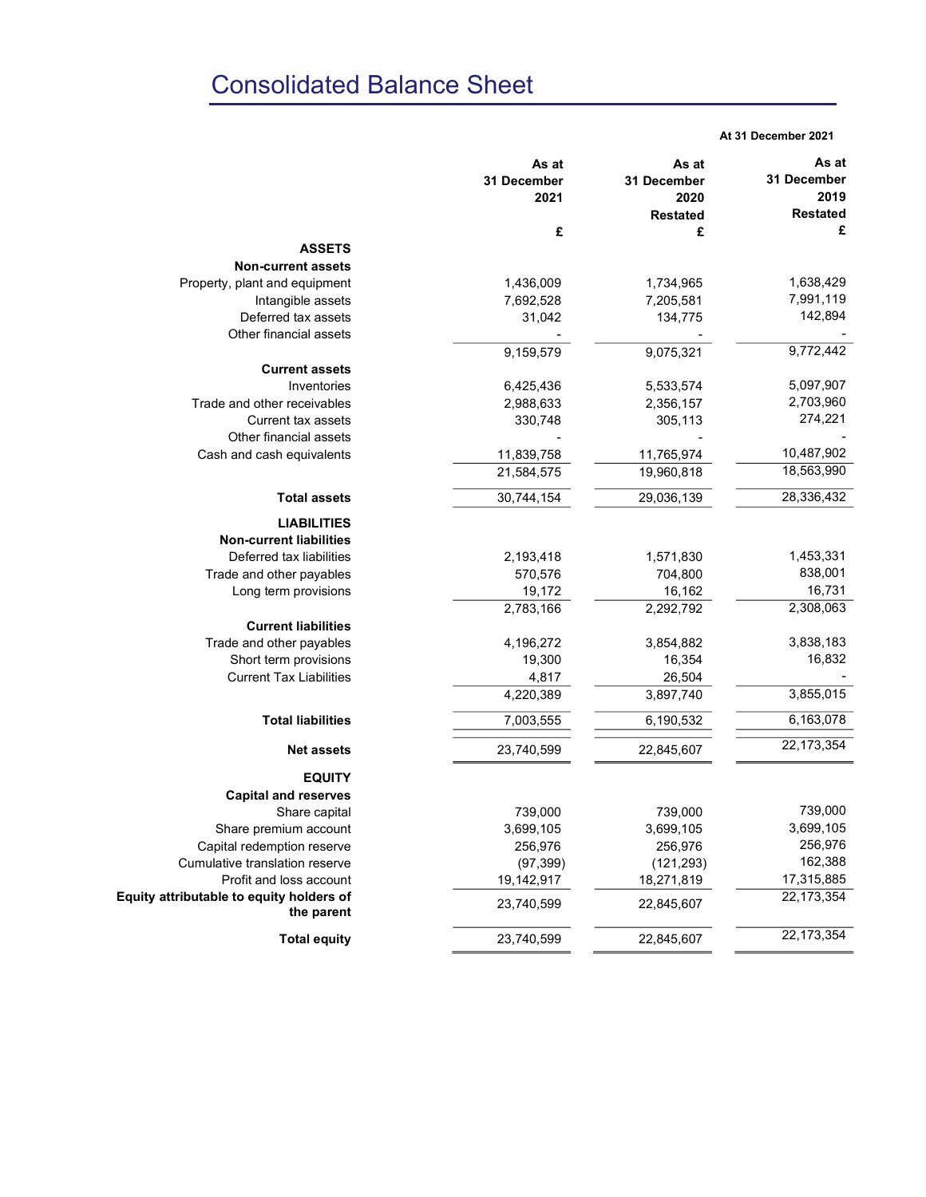# Consolidated Balance Sheet

At 31 December 2021

| | As at 31 December 2021 | As at 31 December 2020 Restated | As at 31 December 2019 Restated |
|---|---|---|---|
| | £ | £ | £ |
| **ASSETS** | | | |
| **Non-current assets** | | | |
| Property, plant and equipment | 1,436,009 | 1,734,965 | 1,638,429 |
| Intangible assets | 7,692,528 | 7,205,581 | 7,991,119 |
| Deferred tax assets | 31,042 | 134,775 | 142,894 |
| Other financial assets | - | - | - |
| | 9,159,579 | 9,075,321 | 9,772,442 |
| **Current assets** | | | |
| Inventories | 6,425,436 | 5,533,574 | 5,097,907 |
| Trade and other receivables | 2,988,633 | 2,356,157 | 2,703,960 |
| Current tax assets | 330,748 | 305,113 | 274,221 |
| Other financial assets | - | - | - |
| Cash and cash equivalents | 11,839,758 | 11,765,974 | 10,487,902 |
| | 21,584,575 | 19,960,818 | 18,563,990 |
| **Total assets** | 30,744,154 | 29,036,139 | 28,336,432 |
| **LIABILITIES** | | | |
| **Non-current liabilities** | | | |
| Deferred tax liabilities | 2,193,418 | 1,571,830 | 1,453,331 |
| Trade and other payables | 570,576 | 704,800 | 838,001 |
| Long term provisions | 19,172 | 16,162 | 16,731 |
| | 2,783,166 | 2,292,792 | 2,308,063 |
| **Current liabilities** | | | |
| Trade and other payables | 4,196,272 | 3,854,882 | 3,838,183 |
| Short term provisions | 19,300 | 16,354 | 16,832 |
| Current Tax Liabilities | 4,817 | 26,504 | - |
| | 4,220,389 | 3,897,740 | 3,855,015 |
| **Total liabilities** | 7,003,555 | 6,190,532 | 6,163,078 |
| **Net assets** | 23,740,599 | 22,845,607 | 22,173,354 |
| **EQUITY** | | | |
| **Capital and reserves** | | | |
| Share capital | 739,000 | 739,000 | 739,000 |
| Share premium account | 3,699,105 | 3,699,105 | 3,699,105 |
| Capital redemption reserve | 256,976 | 256,976 | 256,976 |
| Cumulative translation reserve | (97,399) | (121,293) | 162,388 |
| Profit and loss account | 19,142,917 | 18,271,819 | 17,315,885 |
| **Equity attributable to equity holders of the parent** | 23,740,599 | 22,845,607 | 22,173,354 |
| **Total equity** | 23,740,599 | 22,845,607 | 22,173,354 |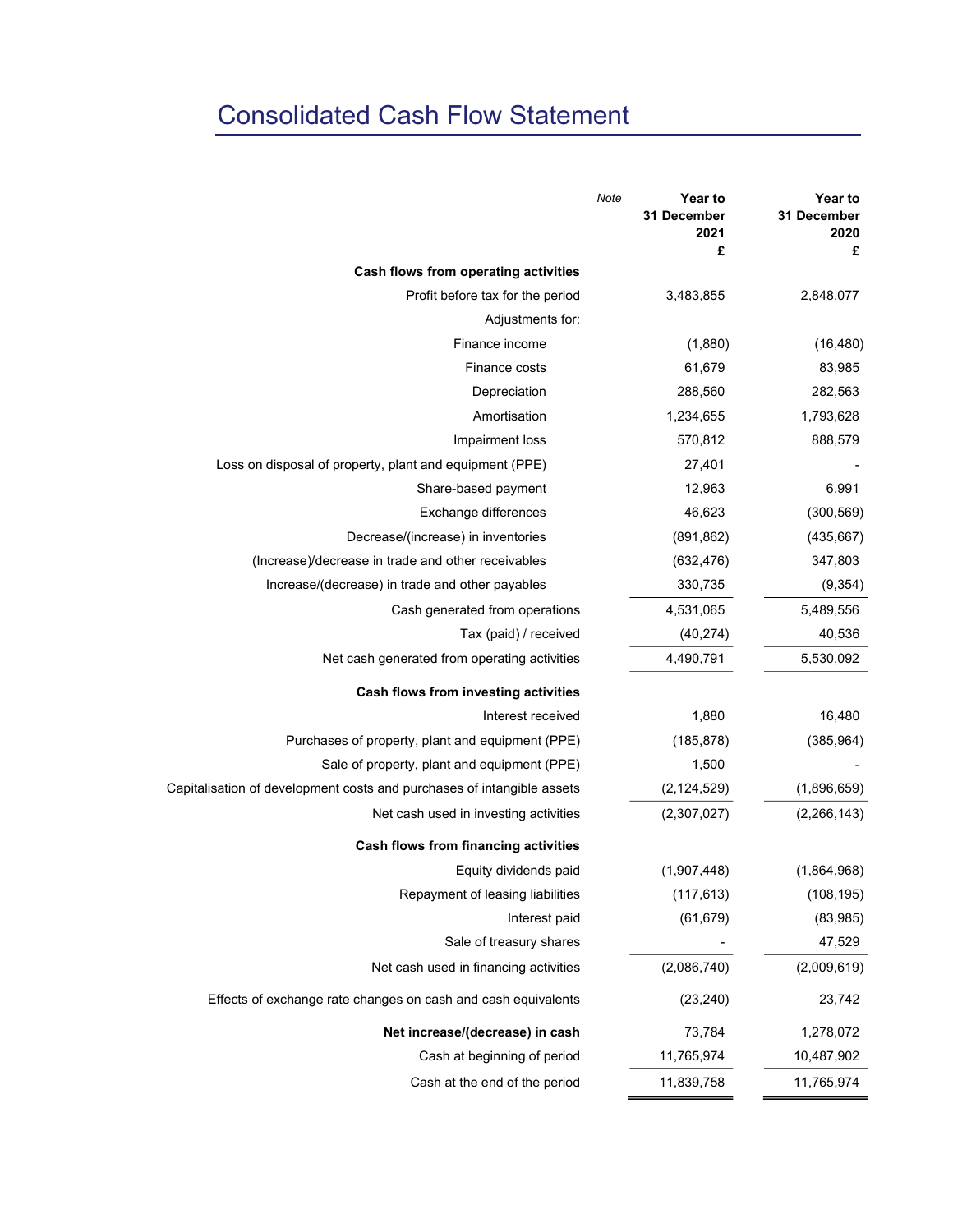# Consolidated Cash Flow Statement

| | Note | Year to 31 December 2021 £ | Year to 31 December 2020 £ |
|---|---|---|---|
| **Cash flows from operating activities** | | | |
| Profit before tax for the period | | 3,483,855 | 2,848,077 |
| Adjustments for: | | | |
| Finance income | | (1,880) | (16,480) |
| Finance costs | | 61,679 | 83,985 |
| Depreciation | | 288,560 | 282,563 |
| Amortisation | | 1,234,655 | 1,793,628 |
| Impairment loss | | 570,812 | 888,579 |
| Loss on disposal of property, plant and equipment (PPE) | | 27,401 | - |
| Share-based payment | | 12,963 | 6,991 |
| Exchange differences | | 46,623 | (300,569) |
| Decrease/(increase) in inventories | | (891,862) | (435,667) |
| (Increase)/decrease in trade and other receivables | | (632,476) | 347,803 |
| Increase/(decrease) in trade and other payables | | 330,735 | (9,354) |
| Cash generated from operations | | 4,531,065 | 5,489,556 |
| Tax (paid) / received | | (40,274) | 40,536 |
| Net cash generated from operating activities | | 4,490,791 | 5,530,092 |
| **Cash flows from investing activities** | | | |
| Interest received | | 1,880 | 16,480 |
| Purchases of property, plant and equipment (PPE) | | (185,878) | (385,964) |
| Sale of property, plant and equipment (PPE) | | 1,500 | - |
| Capitalisation of development costs and purchases of intangible assets | | (2,124,529) | (1,896,659) |
| Net cash used in investing activities | | (2,307,027) | (2,266,143) |
| **Cash flows from financing activities** | | | |
| Equity dividends paid | | (1,907,448) | (1,864,968) |
| Repayment of leasing liabilities | | (117,613) | (108,195) |
| Interest paid | | (61,679) | (83,985) |
| Sale of treasury shares | | - | 47,529 |
| Net cash used in financing activities | | (2,086,740) | (2,009,619) |
| Effects of exchange rate changes on cash and cash equivalents | | (23,240) | 23,742 |
| **Net increase/(decrease) in cash** | | 73,784 | 1,278,072 |
| Cash at beginning of period | | 11,765,974 | 10,487,902 |
| Cash at the end of the period | | 11,839,758 | 11,765,974 |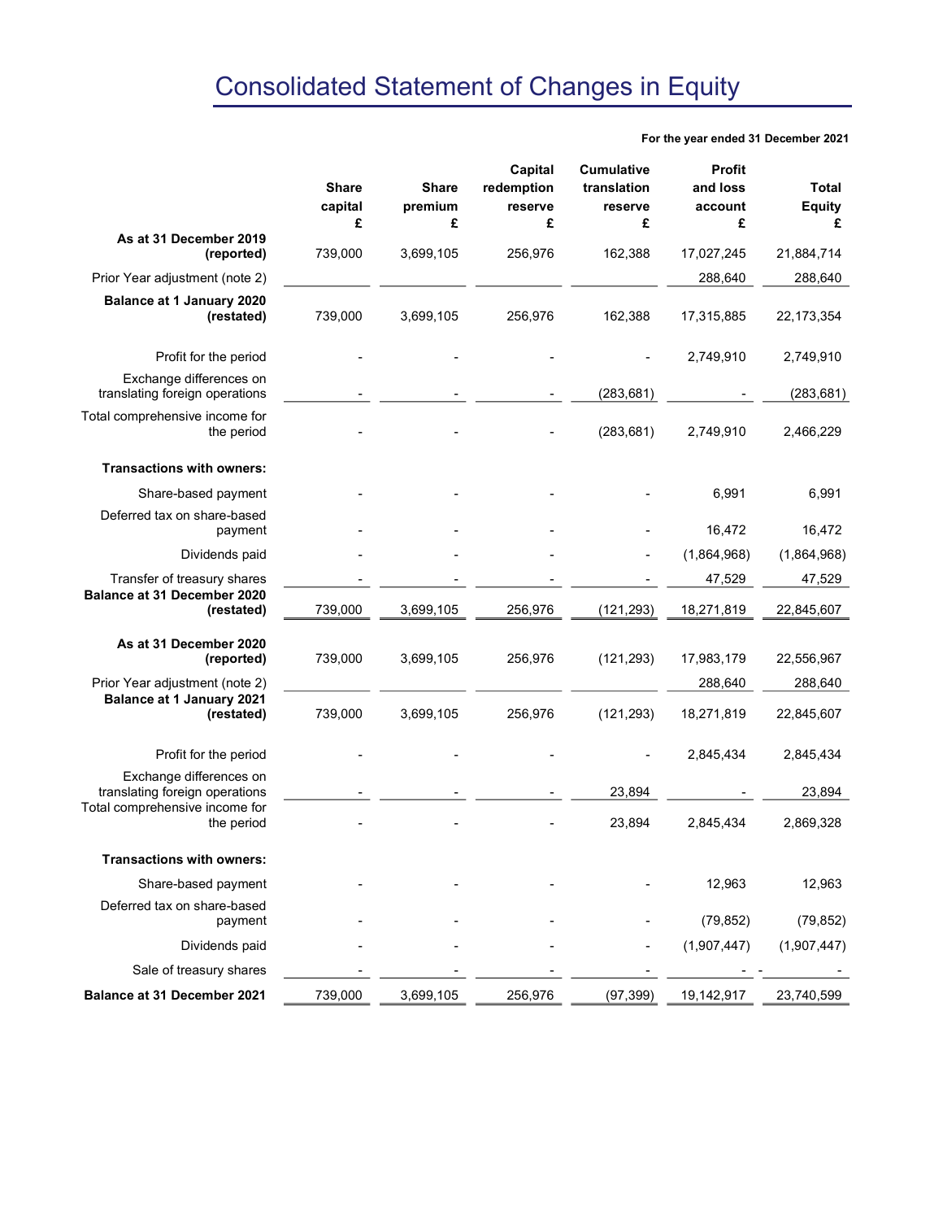# Consolidated Statement of Changes in Equity

**For the year ended 31 December 2021**

| | Share capital £ | Share premium £ | Capital redemption reserve £ | Cumulative translation reserve £ | Profit and loss account £ | Total Equity £ |
|---|---|---|---|---|---|---|
| **As at 31 December 2019 (reported)** | 739,000 | 3,699,105 | 256,976 | 162,388 | 17,027,245 | 21,884,714 |
| Prior Year adjustment (note 2) | | | | | 288,640 | 288,640 |
| **Balance at 1 January 2020 (restated)** | 739,000 | 3,699,105 | 256,976 | 162,388 | 17,315,885 | 22,173,354 |
| Profit for the period | - | - | - | - | 2,749,910 | 2,749,910 |
| Exchange differences on translating foreign operations | - | - | - | (283,681) | - | (283,681) |
| Total comprehensive income for the period | - | - | - | (283,681) | 2,749,910 | 2,466,229 |
| **Transactions with owners:** | | | | | | |
| Share-based payment | - | - | - | - | 6,991 | 6,991 |
| Deferred tax on share-based payment | - | - | - | - | 16,472 | 16,472 |
| Dividends paid | - | - | - | - | (1,864,968) | (1,864,968) |
| Transfer of treasury shares | - | - | - | - | 47,529 | 47,529 |
| **Balance at 31 December 2020 (restated)** | 739,000 | 3,699,105 | 256,976 | (121,293) | 18,271,819 | 22,845,607 |
| **As at 31 December 2020 (reported)** | 739,000 | 3,699,105 | 256,976 | (121,293) | 17,983,179 | 22,556,967 |
| Prior Year adjustment (note 2) | | | | | 288,640 | 288,640 |
| **Balance at 1 January 2021 (restated)** | 739,000 | 3,699,105 | 256,976 | (121,293) | 18,271,819 | 22,845,607 |
| Profit for the period | - | - | - | - | 2,845,434 | 2,845,434 |
| Exchange differences on translating foreign operations | - | - | - | 23,894 | - | 23,894 |
| Total comprehensive income for the period | - | - | - | 23,894 | 2,845,434 | 2,869,328 |
| **Transactions with owners:** | | | | | | |
| Share-based payment | - | - | - | - | 12,963 | 12,963 |
| Deferred tax on share-based payment | - | - | - | - | (79,852) | (79,852) |
| Dividends paid | - | - | - | - | (1,907,447) | (1,907,447) |
| Sale of treasury shares | - | - | - | - | - - | - |
| **Balance at 31 December 2021** | 739,000 | 3,699,105 | 256,976 | (97,399) | 19,142,917 | 23,740,599 |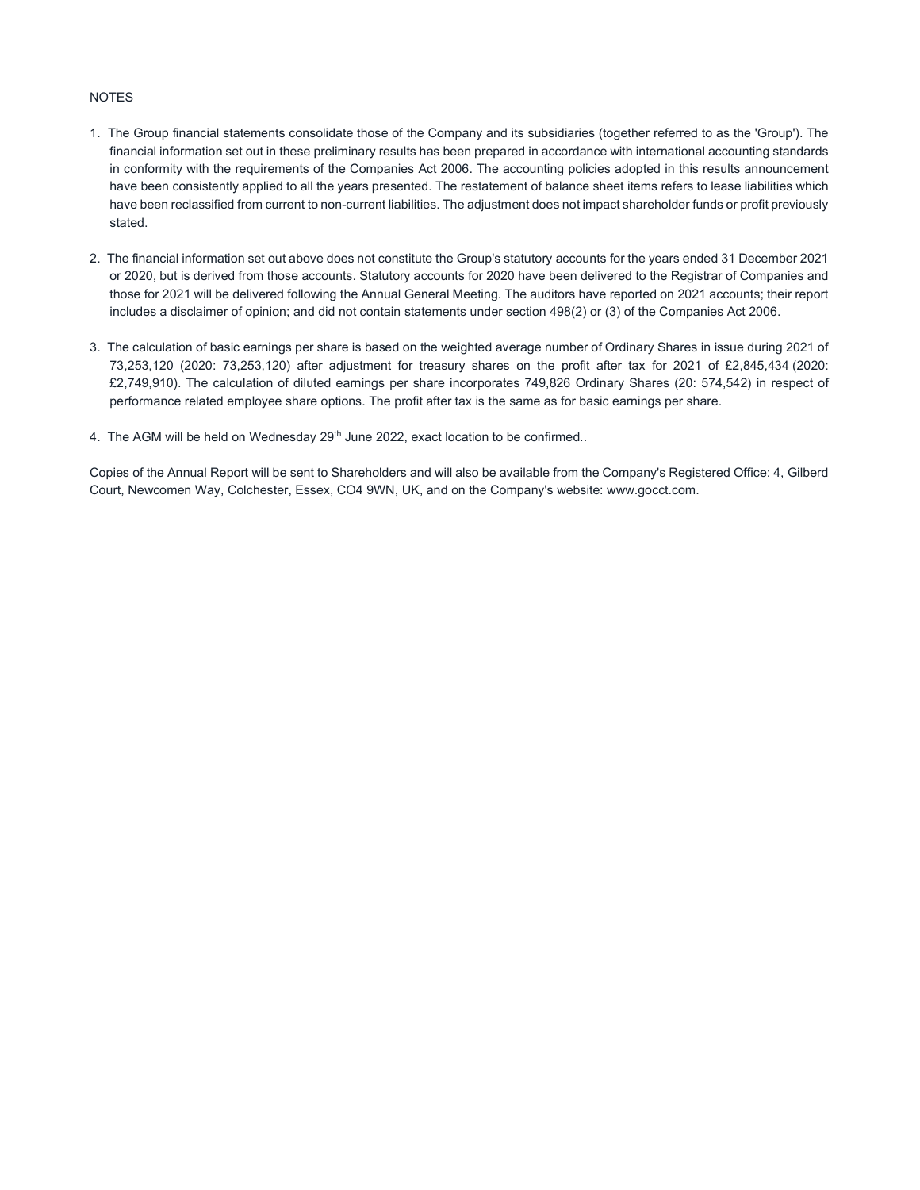NOTES

1. The Group financial statements consolidate those of the Company and its subsidiaries (together referred to as the 'Group'). The financial information set out in these preliminary results has been prepared in accordance with international accounting standards in conformity with the requirements of the Companies Act 2006. The accounting policies adopted in this results announcement have been consistently applied to all the years presented. The restatement of balance sheet items refers to lease liabilities which have been reclassified from current to non-current liabilities. The adjustment does not impact shareholder funds or profit previously stated.

2. The financial information set out above does not constitute the Group's statutory accounts for the years ended 31 December 2021 or 2020, but is derived from those accounts. Statutory accounts for 2020 have been delivered to the Registrar of Companies and those for 2021 will be delivered following the Annual General Meeting. The auditors have reported on 2021 accounts; their report includes a disclaimer of opinion; and did not contain statements under section 498(2) or (3) of the Companies Act 2006.

3. The calculation of basic earnings per share is based on the weighted average number of Ordinary Shares in issue during 2021 of 73,253,120 (2020: 73,253,120) after adjustment for treasury shares on the profit after tax for 2021 of £2,845,434 (2020: £2,749,910). The calculation of diluted earnings per share incorporates 749,826 Ordinary Shares (20: 574,542) in respect of performance related employee share options. The profit after tax is the same as for basic earnings per share.

4. The AGM will be held on Wednesday 29th June 2022, exact location to be confirmed..

Copies of the Annual Report will be sent to Shareholders and will also be available from the Company's Registered Office: 4, Gilberd Court, Newcomen Way, Colchester, Essex, CO4 9WN, UK, and on the Company's website: www.gocct.com.